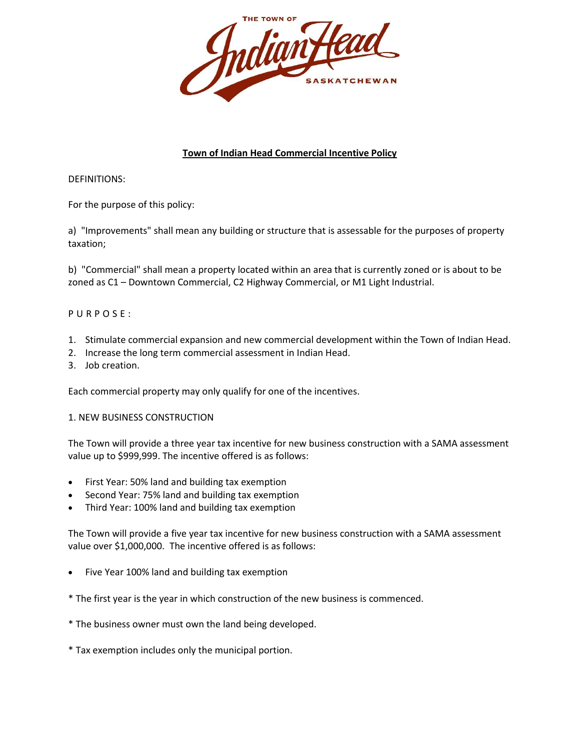THE TOWN OF Indian Head SASKATCHEWAN

# Town of Indian Head Commercial Incentive Policy

DEFINITIONS:

For the purpose of this policy:

a) "Improvements" shall mean any building or structure that is assessable for the purposes of property taxation;

b) "Commercial" shall mean a property located within an area that is currently zoned or is about to be zoned as C1 – Downtown Commercial, C2 Highway Commercial, or M1 Light Industrial.

P U R P O S E :

1. Stimulate commercial expansion and new commercial development within the Town of Indian Head.
2. Increase the long term commercial assessment in Indian Head.
3. Job creation.

Each commercial property may only qualify for one of the incentives.

## 1. NEW BUSINESS CONSTRUCTION

The Town will provide a three year tax incentive for new business construction with a SAMA assessment value up to $999,999. The incentive offered is as follows:

- First Year: 50% land and building tax exemption
- Second Year: 75% land and building tax exemption
- Third Year: 100% land and building tax exemption

The Town will provide a five year tax incentive for new business construction with a SAMA assessment value over $1,000,000. The incentive offered is as follows:

- Five Year 100% land and building tax exemption

* The first year is the year in which construction of the new business is commenced.

* The business owner must own the land being developed.

* Tax exemption includes only the municipal portion.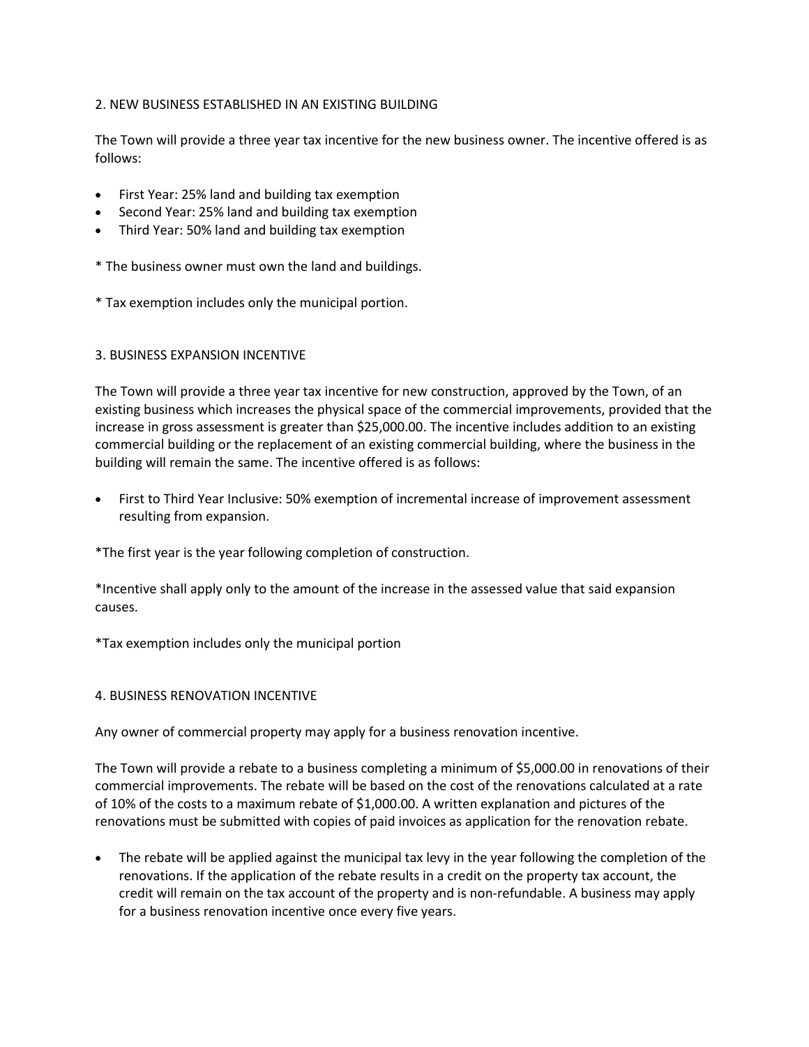## 2. NEW BUSINESS ESTABLISHED IN AN EXISTING BUILDING

The Town will provide a three year tax incentive for the new business owner. The incentive offered is as follows:

- First Year: 25% land and building tax exemption
- Second Year: 25% land and building tax exemption
- Third Year: 50% land and building tax exemption

* The business owner must own the land and buildings.

* Tax exemption includes only the municipal portion.

## 3. BUSINESS EXPANSION INCENTIVE

The Town will provide a three year tax incentive for new construction, approved by the Town, of an existing business which increases the physical space of the commercial improvements, provided that the increase in gross assessment is greater than $25,000.00. The incentive includes addition to an existing commercial building or the replacement of an existing commercial building, where the business in the building will remain the same. The incentive offered is as follows:

- First to Third Year Inclusive: 50% exemption of incremental increase of improvement assessment resulting from expansion.

*The first year is the year following completion of construction.

*Incentive shall apply only to the amount of the increase in the assessed value that said expansion causes.

*Tax exemption includes only the municipal portion

## 4. BUSINESS RENOVATION INCENTIVE

Any owner of commercial property may apply for a business renovation incentive.

The Town will provide a rebate to a business completing a minimum of $5,000.00 in renovations of their commercial improvements. The rebate will be based on the cost of the renovations calculated at a rate of 10% of the costs to a maximum rebate of $1,000.00. A written explanation and pictures of the renovations must be submitted with copies of paid invoices as application for the renovation rebate.

- The rebate will be applied against the municipal tax levy in the year following the completion of the renovations. If the application of the rebate results in a credit on the property tax account, the credit will remain on the tax account of the property and is non-refundable. A business may apply for a business renovation incentive once every five years.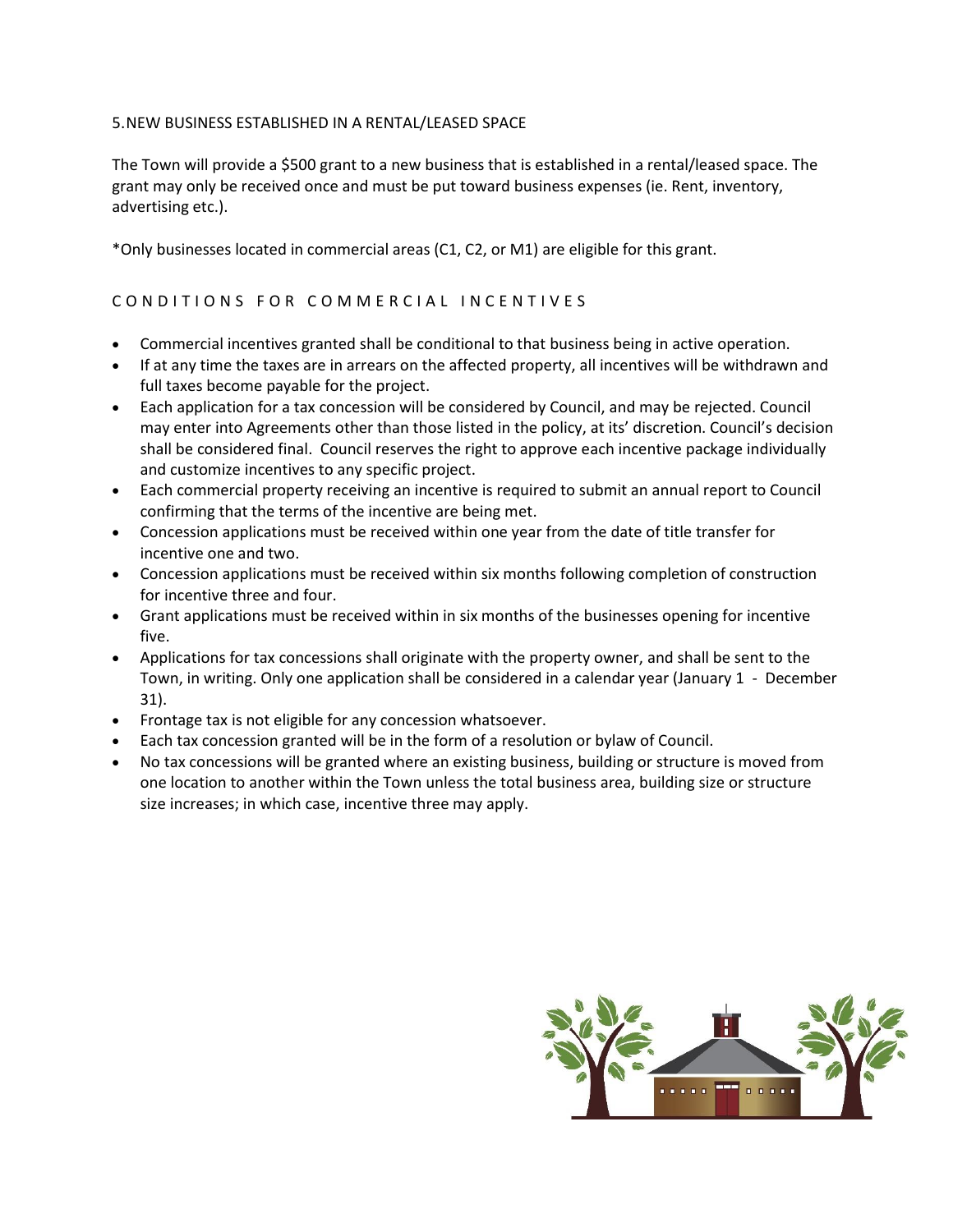## 5.NEW BUSINESS ESTABLISHED IN A RENTAL/LEASED SPACE

The Town will provide a $500 grant to a new business that is established in a rental/leased space. The grant may only be received once and must be put toward business expenses (ie. Rent, inventory, advertising etc.).

*Only businesses located in commercial areas (C1, C2, or M1) are eligible for this grant.

## CONDITIONS FOR COMMERCIAL INCENTIVES

- Commercial incentives granted shall be conditional to that business being in active operation.
- If at any time the taxes are in arrears on the affected property, all incentives will be withdrawn and full taxes become payable for the project.
- Each application for a tax concession will be considered by Council, and may be rejected. Council may enter into Agreements other than those listed in the policy, at its' discretion. Council's decision shall be considered final. Council reserves the right to approve each incentive package individually and customize incentives to any specific project.
- Each commercial property receiving an incentive is required to submit an annual report to Council confirming that the terms of the incentive are being met.
- Concession applications must be received within one year from the date of title transfer for incentive one and two.
- Concession applications must be received within six months following completion of construction for incentive three and four.
- Grant applications must be received within in six months of the businesses opening for incentive five.
- Applications for tax concessions shall originate with the property owner, and shall be sent to the Town, in writing. Only one application shall be considered in a calendar year (January 1 - December 31).
- Frontage tax is not eligible for any concession whatsoever.
- Each tax concession granted will be in the form of a resolution or bylaw of Council.
- No tax concessions will be granted where an existing business, building or structure is moved from one location to another within the Town unless the total business area, building size or structure size increases; in which case, incentive three may apply.